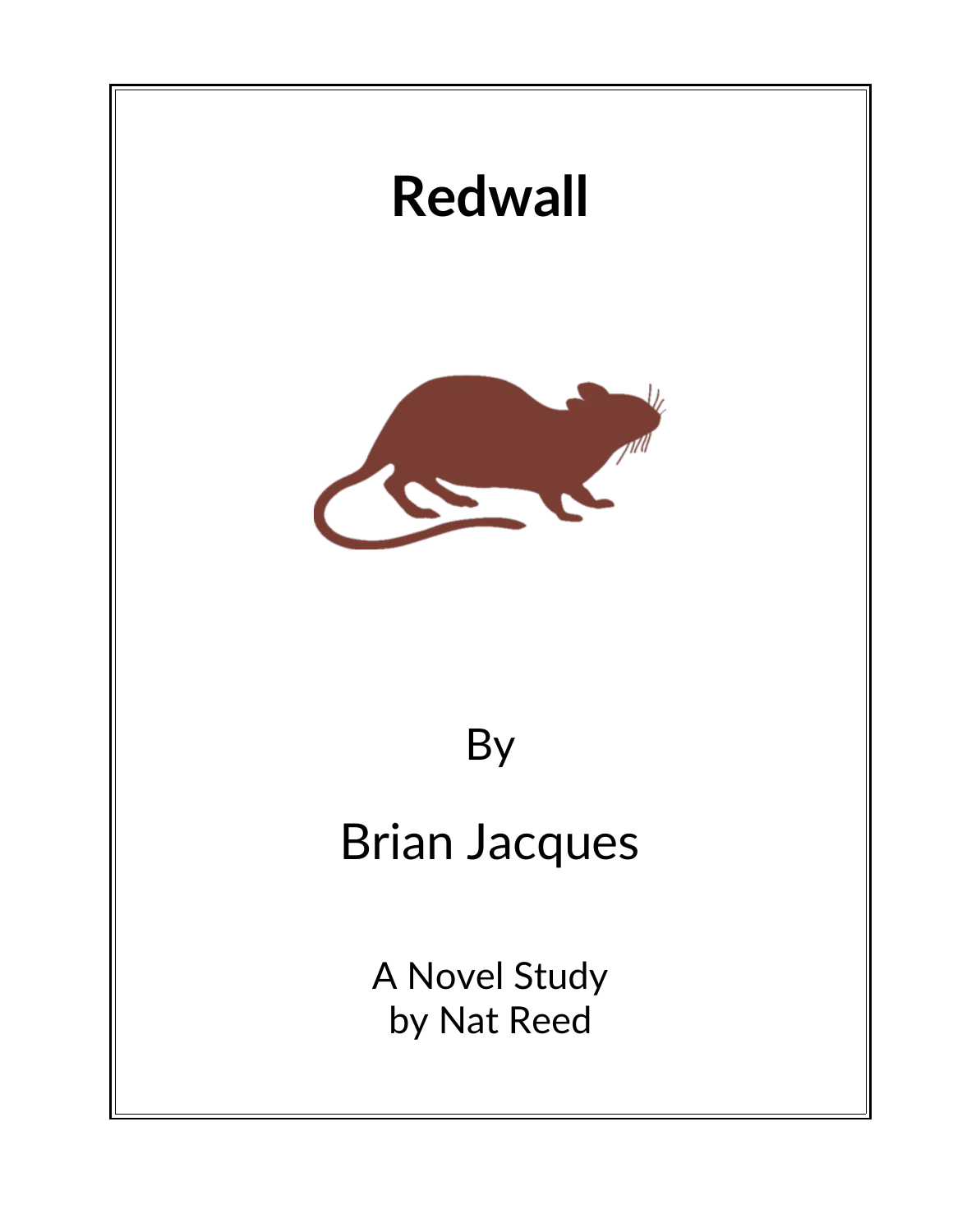# Redwall

By

Brian Jacques

A Novel Study
by Nat Reed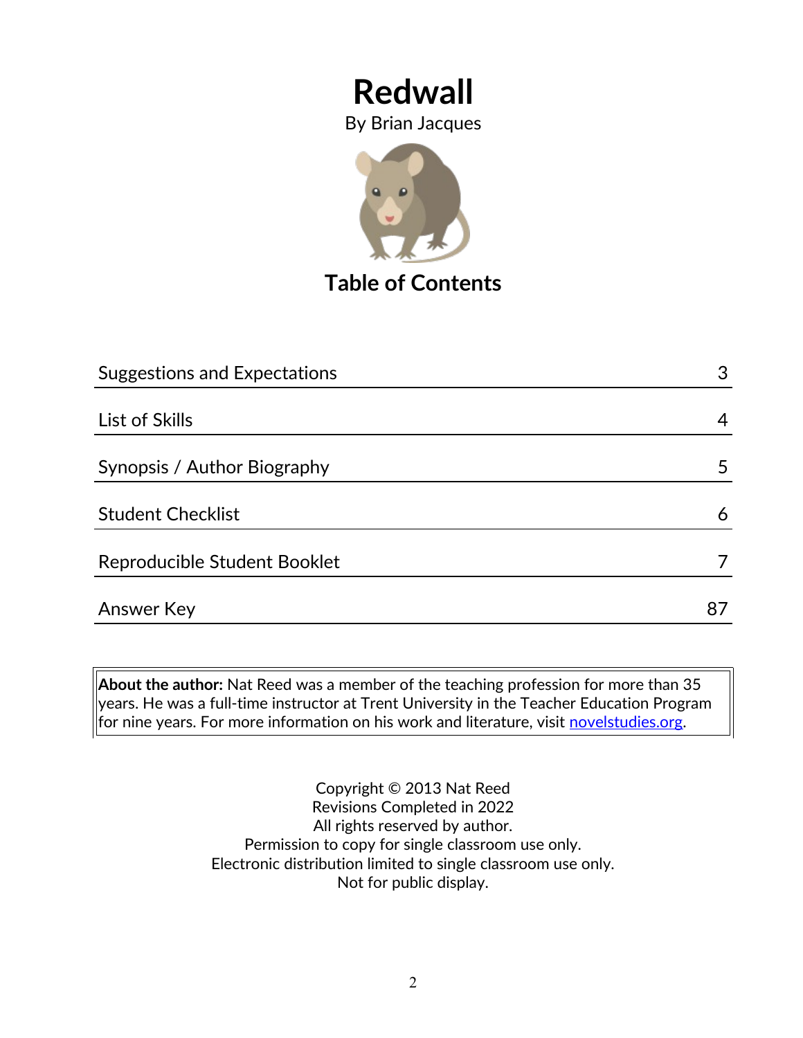# Redwall

By Brian Jacques

## Table of Contents

| | |
|---|---|
| Suggestions and Expectations | 3 |
| List of Skills | 4 |
| Synopsis / Author Biography | 5 |
| Student Checklist | 6 |
| Reproducible Student Booklet | 7 |
| Answer Key | 87 |

**About the author:** Nat Reed was a member of the teaching profession for more than 35 years. He was a full-time instructor at Trent University in the Teacher Education Program for nine years. For more information on his work and literature, visit [novelstudies.org](http://novelstudies.org).

Copyright © 2013 Nat Reed
Revisions Completed in 2022
All rights reserved by author.
Permission to copy for single classroom use only.
Electronic distribution limited to single classroom use only.
Not for public display.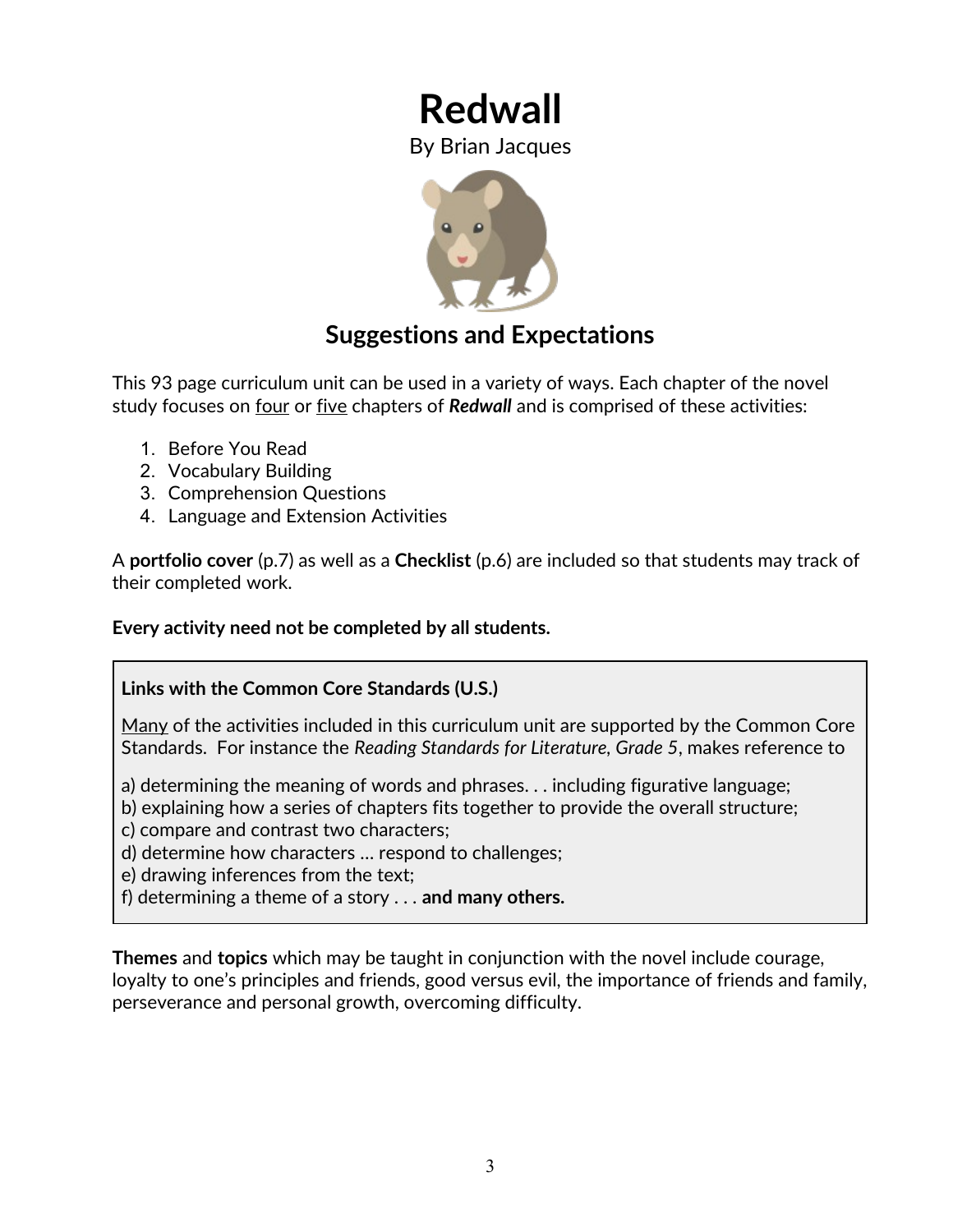# Redwall

By Brian Jacques

## Suggestions and Expectations

This 93 page curriculum unit can be used in a variety of ways. Each chapter of the novel study focuses on <u>four</u> or <u>five</u> chapters of ***Redwall*** and is comprised of these activities:

1. Before You Read
2. Vocabulary Building
3. Comprehension Questions
4. Language and Extension Activities

A **portfolio cover** (p.7) as well as a **Checklist** (p.6) are included so that students may track of their completed work.

**Every activity need not be completed by all students.**

> **Links with the Common Core Standards (U.S.)**
>
> <u>Many</u> of the activities included in this curriculum unit are supported by the Common Core Standards. For instance the *Reading Standards for Literature, Grade 5*, makes reference to
>
> a) determining the meaning of words and phrases. . . including figurative language;
> b) explaining how a series of chapters fits together to provide the overall structure;
> c) compare and contrast two characters;
> d) determine how characters … respond to challenges;
> e) drawing inferences from the text;
> f) determining a theme of a story . . . **and many others.**

**Themes** and **topics** which may be taught in conjunction with the novel include courage, loyalty to one's principles and friends, good versus evil, the importance of friends and family, perseverance and personal growth, overcoming difficulty.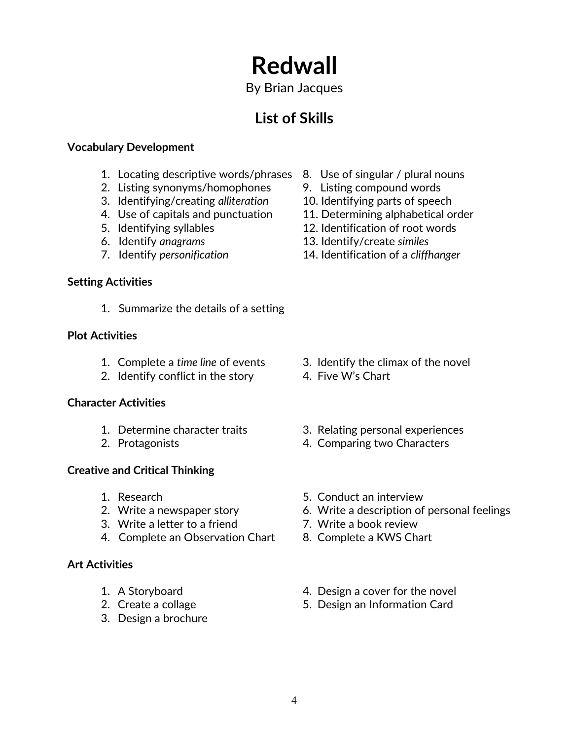# Redwall

By Brian Jacques

## List of Skills

**Vocabulary Development**

1. Locating descriptive words/phrases
2. Listing synonyms/homophones
3. Identifying/creating *alliteration*
4. Use of capitals and punctuation
5. Identifying syllables
6. Identify *anagrams*
7. Identify *personification*
8. Use of singular / plural nouns
9. Listing compound words
10. Identifying parts of speech
11. Determining alphabetical order
12. Identification of root words
13. Identify/create *similes*
14. Identification of a *cliffhanger*

**Setting Activities**

1. Summarize the details of a setting

**Plot Activities**

1. Complete a *time line* of events
2. Identify conflict in the story
3. Identify the climax of the novel
4. Five W's Chart

**Character Activities**

1. Determine character traits
2. Protagonists
3. Relating personal experiences
4. Comparing two Characters

**Creative and Critical Thinking**

1. Research
2. Write a newspaper story
3. Write a letter to a friend
4. Complete an Observation Chart
5. Conduct an interview
6. Write a description of personal feelings
7. Write a book review
8. Complete a KWS Chart

**Art Activities**

1. A Storyboard
2. Create a collage
3. Design a brochure
4. Design a cover for the novel
5. Design an Information Card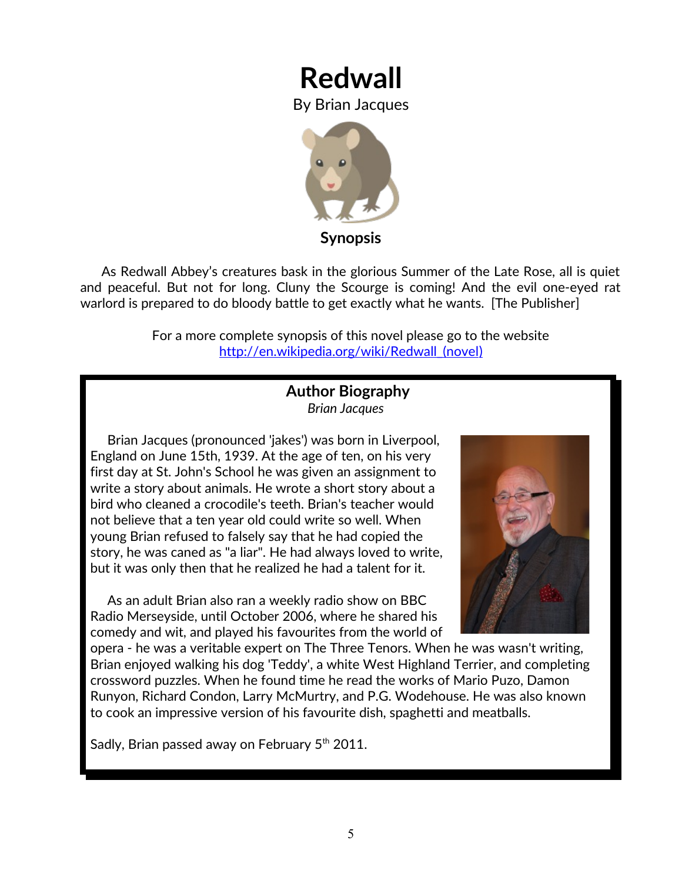# Redwall

By Brian Jacques

## Synopsis

As Redwall Abbey's creatures bask in the glorious Summer of the Late Rose, all is quiet and peaceful. But not for long. Cluny the Scourge is coming! And the evil one-eyed rat warlord is prepared to do bloody battle to get exactly what he wants. [The Publisher]

For a more complete synopsis of this novel please go to the website http://en.wikipedia.org/wiki/Redwall_(novel)

## Author Biography

*Brian Jacques*

Brian Jacques (pronounced 'jakes') was born in Liverpool, England on June 15th, 1939. At the age of ten, on his very first day at St. John's School he was given an assignment to write a story about animals. He wrote a short story about a bird who cleaned a crocodile's teeth. Brian's teacher would not believe that a ten year old could write so well. When young Brian refused to falsely say that he had copied the story, he was caned as "a liar". He had always loved to write, but it was only then that he realized he had a talent for it.

As an adult Brian also ran a weekly radio show on BBC Radio Merseyside, until October 2006, where he shared his comedy and wit, and played his favourites from the world of opera - he was a veritable expert on The Three Tenors. When he was wasn't writing, Brian enjoyed walking his dog 'Teddy', a white West Highland Terrier, and completing crossword puzzles. When he found time he read the works of Mario Puzo, Damon Runyon, Richard Condon, Larry McMurtry, and P.G. Wodehouse. He was also known to cook an impressive version of his favourite dish, spaghetti and meatballs.

Sadly, Brian passed away on February 5th 2011.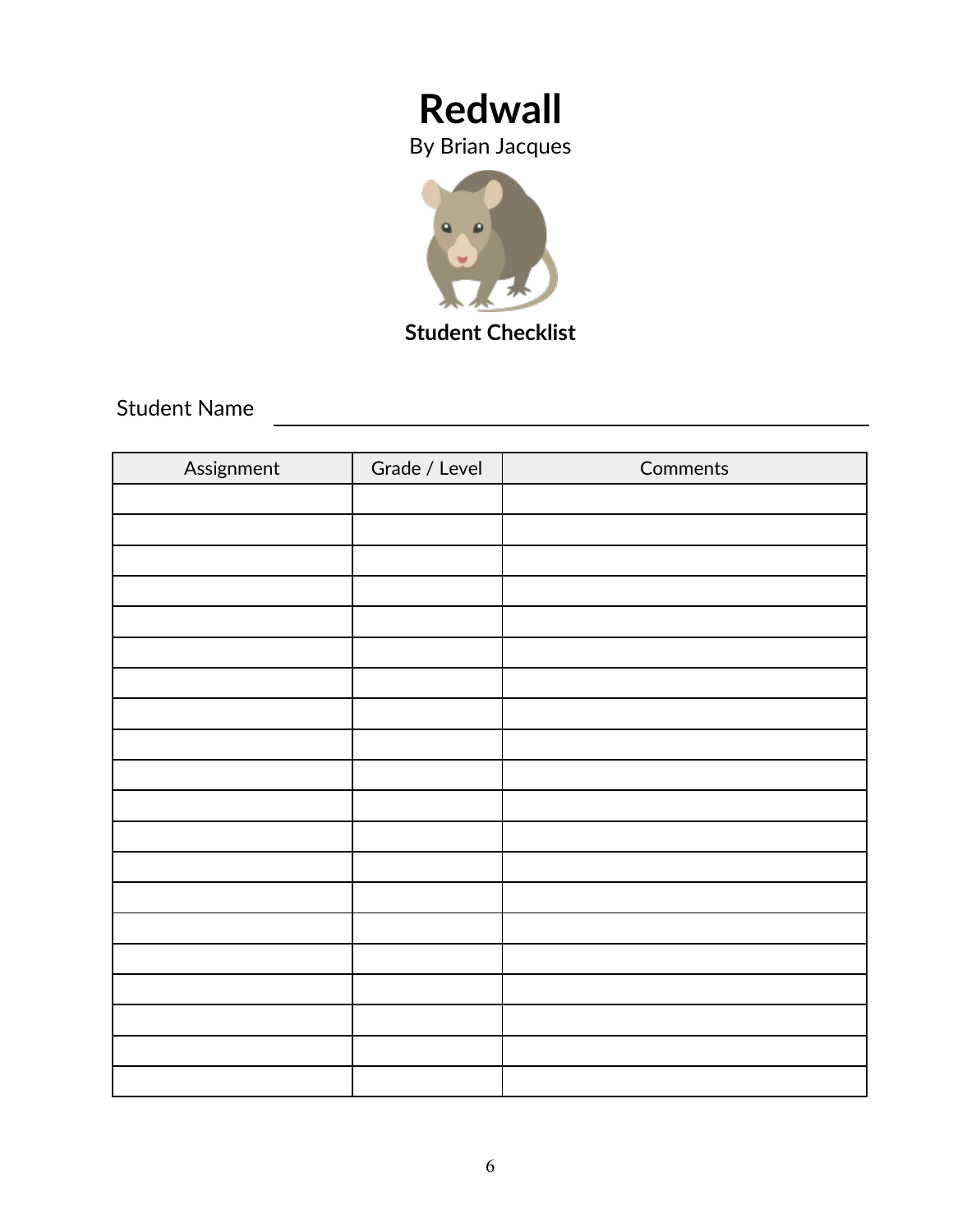# Redwall

By Brian Jacques

**Student Checklist**

Student Name ______________________________

| Assignment | Grade / Level | Comments |
|---|---|---|
| | | |
| | | |
| | | |
| | | |
| | | |
| | | |
| | | |
| | | |
| | | |
| | | |
| | | |
| | | |
| | | |
| | | |
| | | |
| | | |
| | | |
| | | |
| | | |
| | | |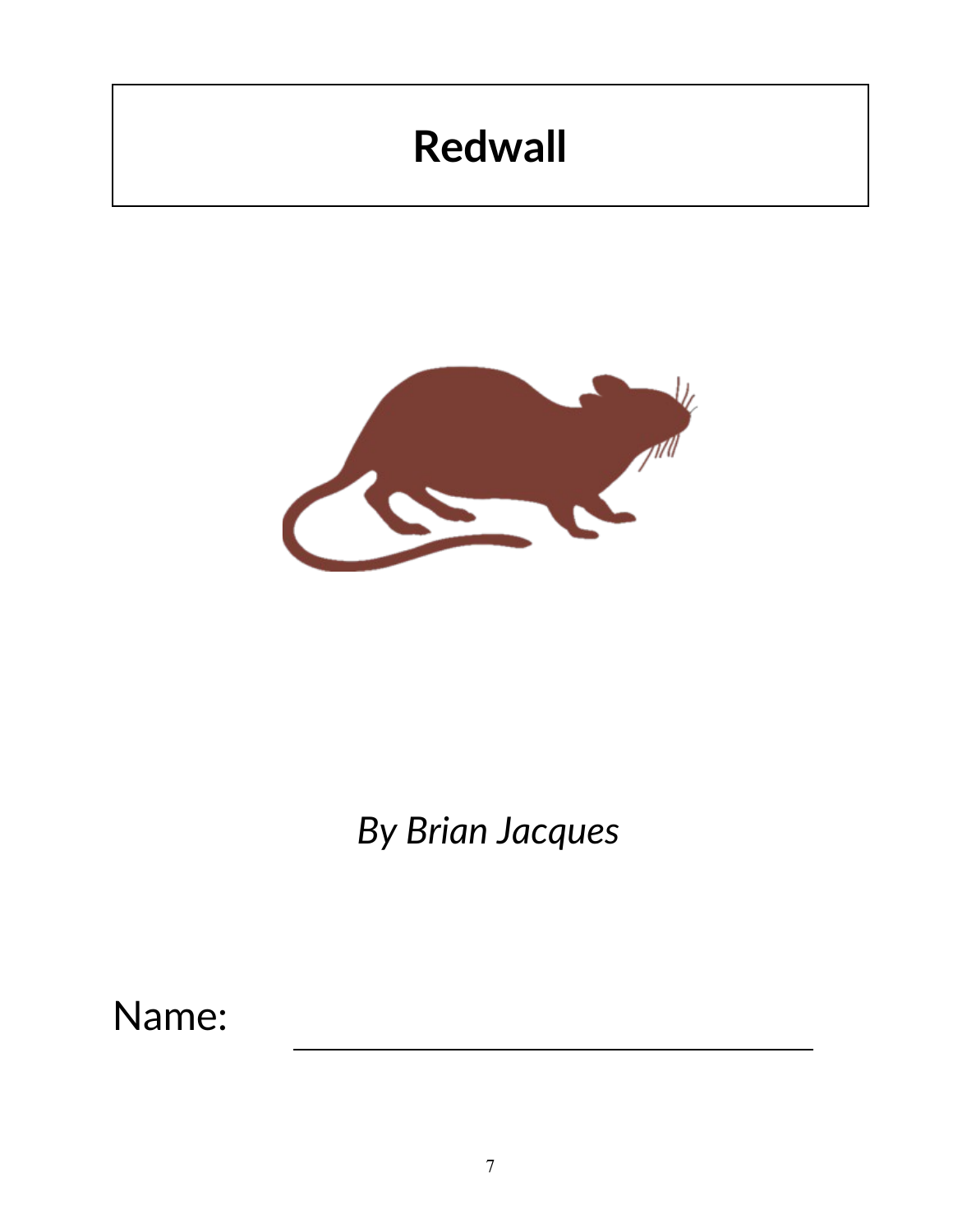# Redwall

*By Brian Jacques*

Name: ______________________________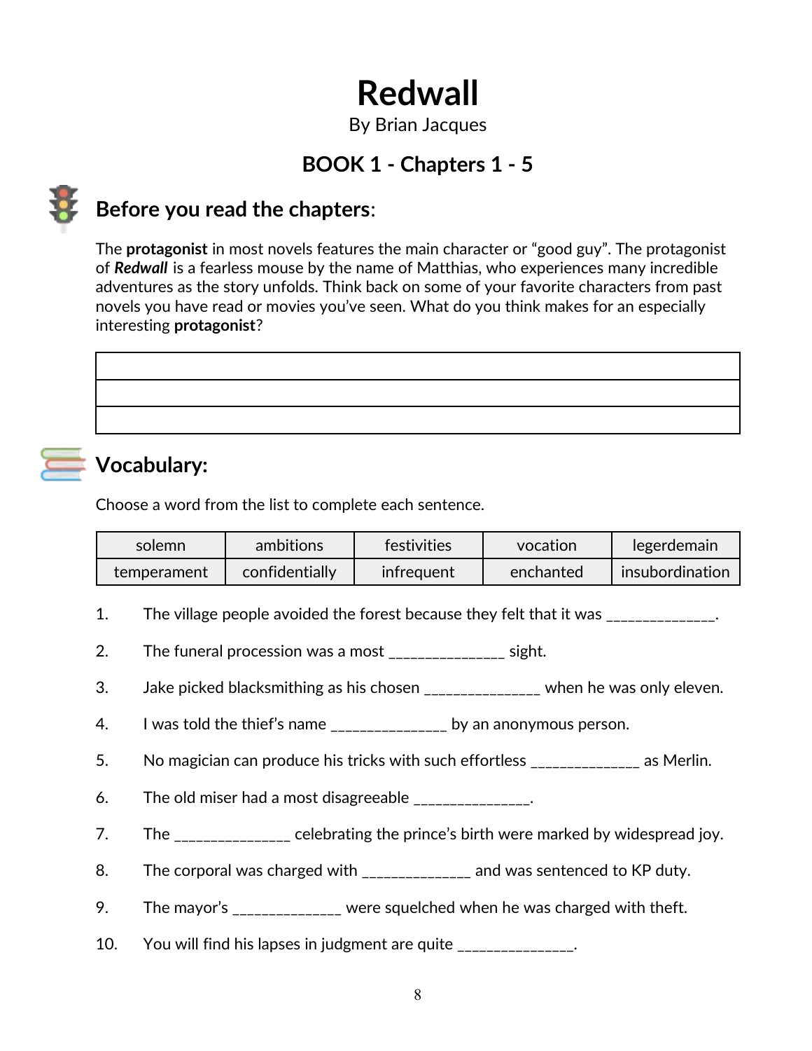# Redwall

By Brian Jacques

## BOOK 1 - Chapters 1 - 5

## Before you read the chapters:

The **protagonist** in most novels features the main character or "good guy". The protagonist of ***Redwall*** is a fearless mouse by the name of Matthias, who experiences many incredible adventures as the story unfolds. Think back on some of your favorite characters from past novels you have read or movies you've seen. What do you think makes for an especially interesting **protagonist**?

| |
|---|
| |
| |
| |

## Vocabulary:

Choose a word from the list to complete each sentence.

| | | | | |
|---|---|---|---|---|
| solemn | ambitions | festivities | vocation | legerdemain |
| temperament | confidentially | infrequent | enchanted | insubordination |

1. The village people avoided the forest because they felt that it was ______________.
2. The funeral procession was a most ______________ sight.
3. Jake picked blacksmithing as his chosen ______________ when he was only eleven.
4. I was told the thief's name ______________ by an anonymous person.
5. No magician can produce his tricks with such effortless ______________ as Merlin.
6. The old miser had a most disagreeable ______________.
7. The ______________ celebrating the prince's birth were marked by widespread joy.
8. The corporal was charged with ______________ and was sentenced to KP duty.
9. The mayor's ______________ were squelched when he was charged with theft.
10. You will find his lapses in judgment are quite ______________.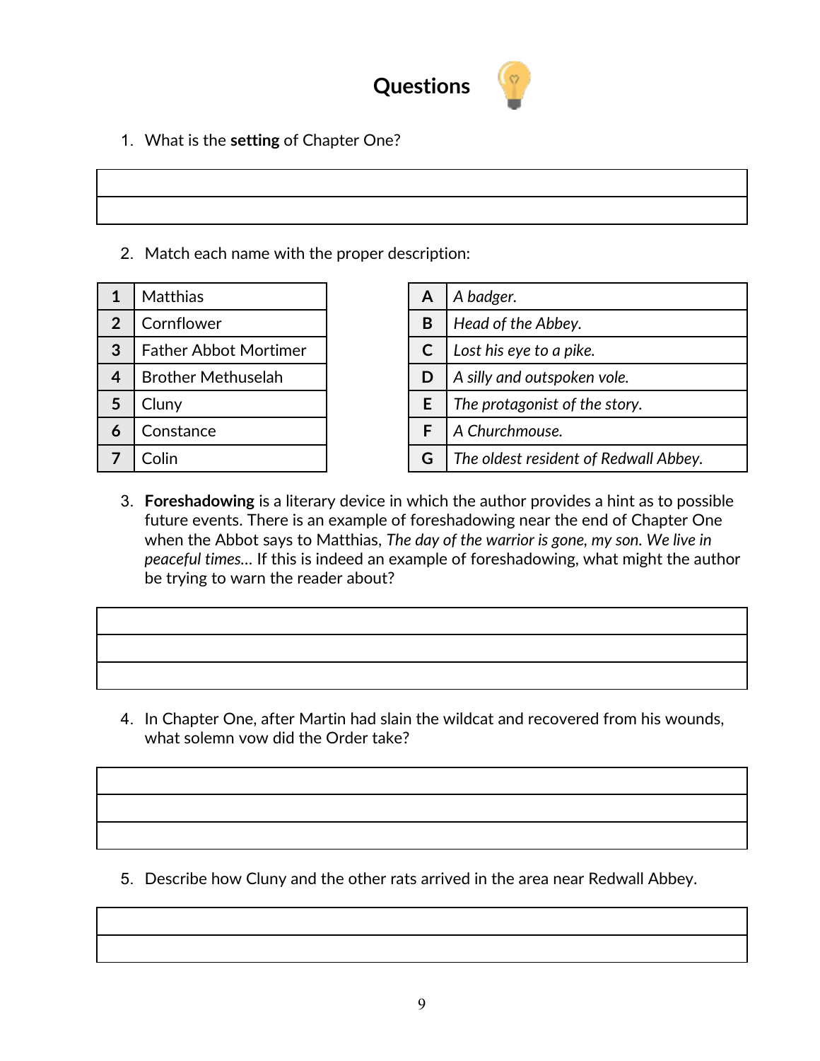# Questions

1. What is the **setting** of Chapter One?

| |
|---|
| |
| |

2. Match each name with the proper description:

| | |
|---|---|
| **1** | Matthias |
| **2** | Cornflower |
| **3** | Father Abbot Mortimer |
| **4** | Brother Methuselah |
| **5** | Cluny |
| **6** | Constance |
| **7** | Colin |

| | |
|---|---|
| **A** | *A badger.* |
| **B** | *Head of the Abbey.* |
| **C** | *Lost his eye to a pike.* |
| **D** | *A silly and outspoken vole.* |
| **E** | *The protagonist of the story.* |
| **F** | *A Churchmouse.* |
| **G** | *The oldest resident of Redwall Abbey.* |

3. **Foreshadowing** is a literary device in which the author provides a hint as to possible future events. There is an example of foreshadowing near the end of Chapter One when the Abbot says to Matthias, *The day of the warrior is gone, my son. We live in peaceful times…* If this is indeed an example of foreshadowing, what might the author be trying to warn the reader about?

| |
|---|
| |
| |
| |

4. In Chapter One, after Martin had slain the wildcat and recovered from his wounds, what solemn vow did the Order take?

| |
|---|
| |
| |
| |

5. Describe how Cluny and the other rats arrived in the area near Redwall Abbey.

| |
|---|
| |
| |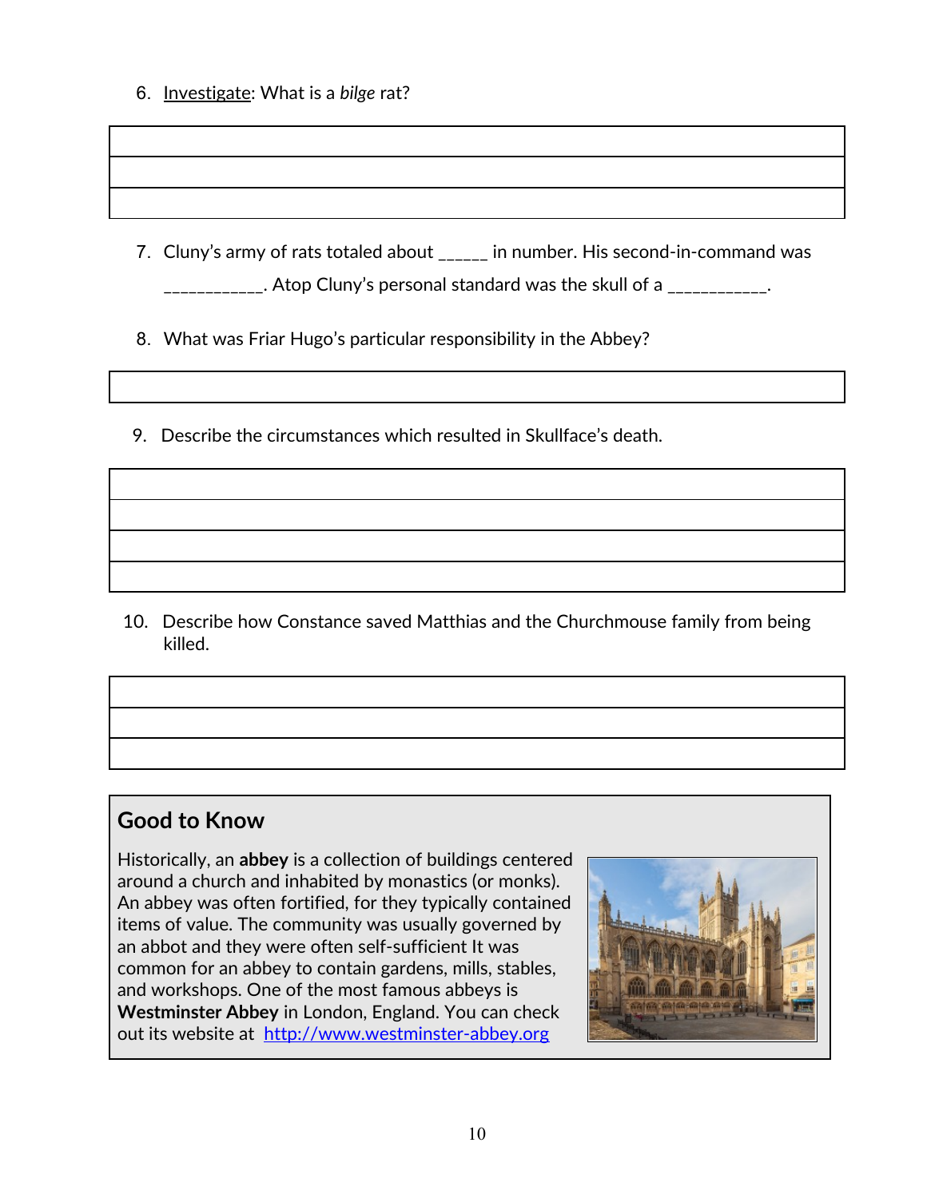6. <u>Investigate</u>: What is a *bilge* rat?

| |
|---|
| |
| |
| |

7. Cluny's army of rats totaled about ______ in number. His second-in-command was ___________. Atop Cluny's personal standard was the skull of a ___________.

8. What was Friar Hugo's particular responsibility in the Abbey?

| |
|---|
| |

9. Describe the circumstances which resulted in Skullface's death.

| |
|---|
| |
| |
| |
| |

10. Describe how Constance saved Matthias and the Churchmouse family from being killed.

| |
|---|
| |
| |
| |

## Good to Know

Historically, an **abbey** is a collection of buildings centered around a church and inhabited by monastics (or monks). An abbey was often fortified, for they typically contained items of value. The community was usually governed by an abbot and they were often self-sufficient It was common for an abbey to contain gardens, mills, stables, and workshops. One of the most famous abbeys is **Westminster Abbey** in London, England. You can check out its website at [http://www.westminster-abbey.org](http://www.westminster-abbey.org)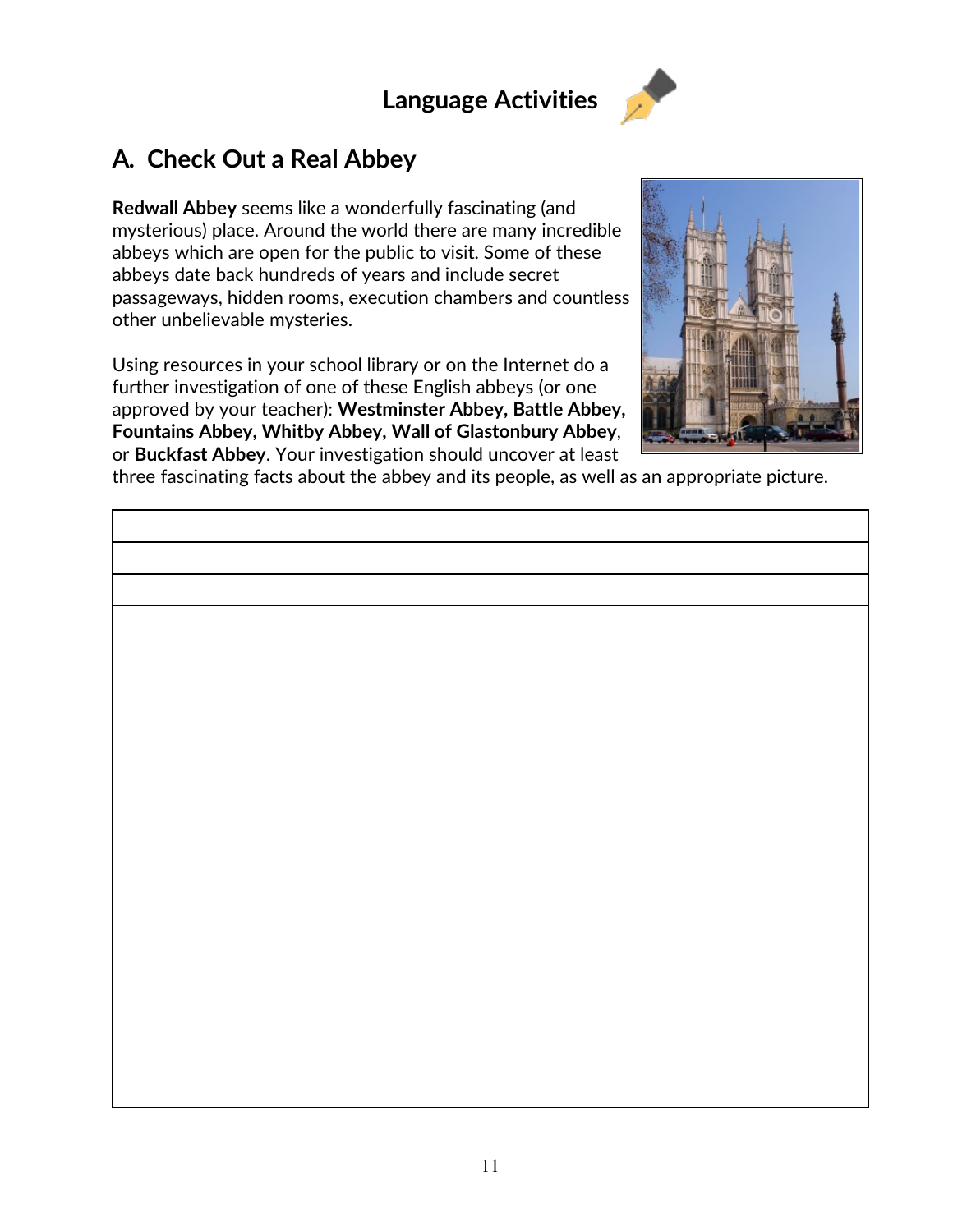# Language Activities

## A. Check Out a Real Abbey

**Redwall Abbey** seems like a wonderfully fascinating (and mysterious) place. Around the world there are many incredible abbeys which are open for the public to visit. Some of these abbeys date back hundreds of years and include secret passageways, hidden rooms, execution chambers and countless other unbelievable mysteries.

Using resources in your school library or on the Internet do a further investigation of one of these English abbeys (or one approved by your teacher): **Westminster Abbey, Battle Abbey, Fountains Abbey, Whitby Abbey, Wall of Glastonbury Abbey**, or **Buckfast Abbey**. Your investigation should uncover at least <u>three</u> fascinating facts about the abbey and its people, as well as an appropriate picture.

| |
|---|
| |
| |
| |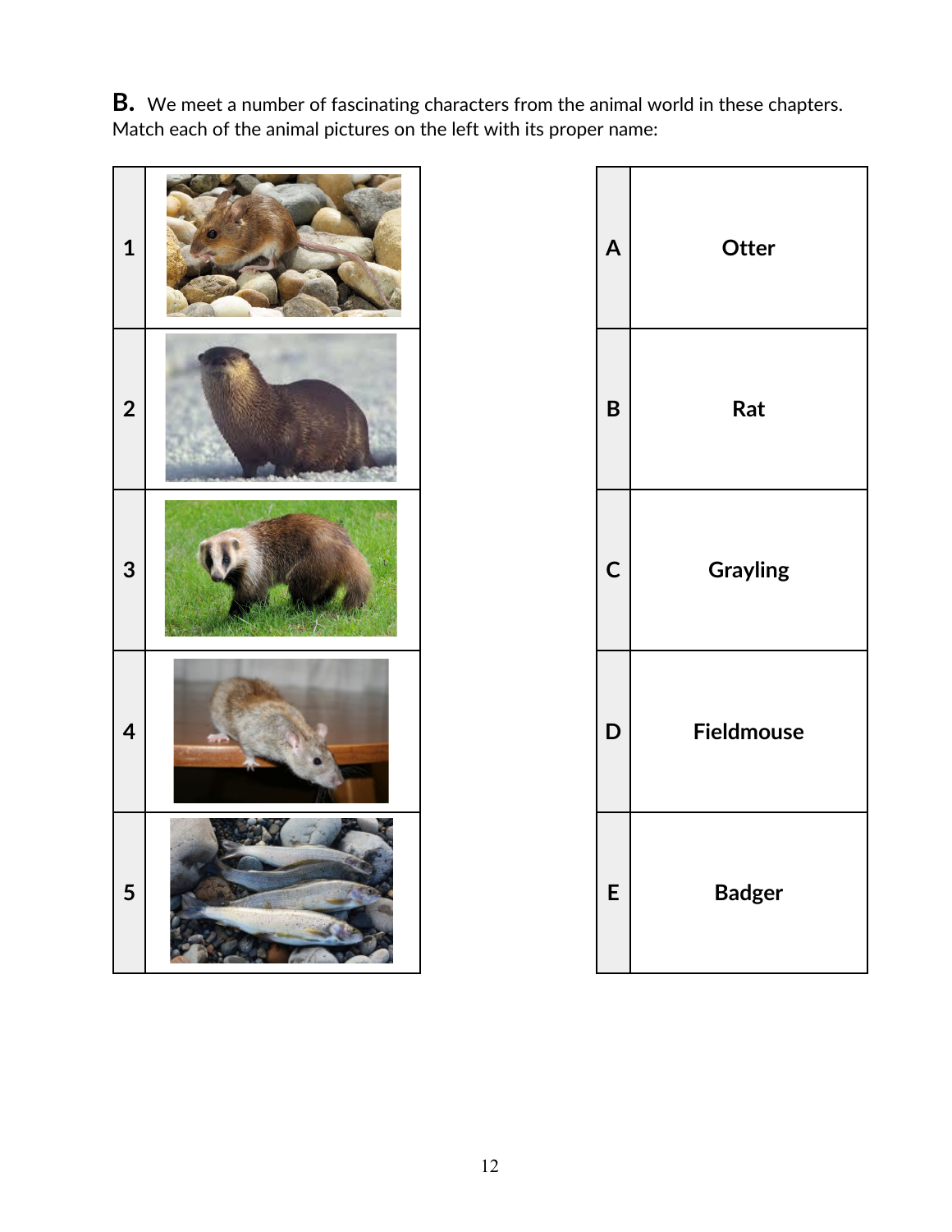**B.** We meet a number of fascinating characters from the animal world in these chapters. Match each of the animal pictures on the left with its proper name:

| | |
|---|---|
| 1 | |
| 2 | |
| 3 | |
| 4 | |
| 5 | |

| | |
|---|---|
| A | **Otter** |
| B | **Rat** |
| C | **Grayling** |
| D | **Fieldmouse** |
| E | **Badger** |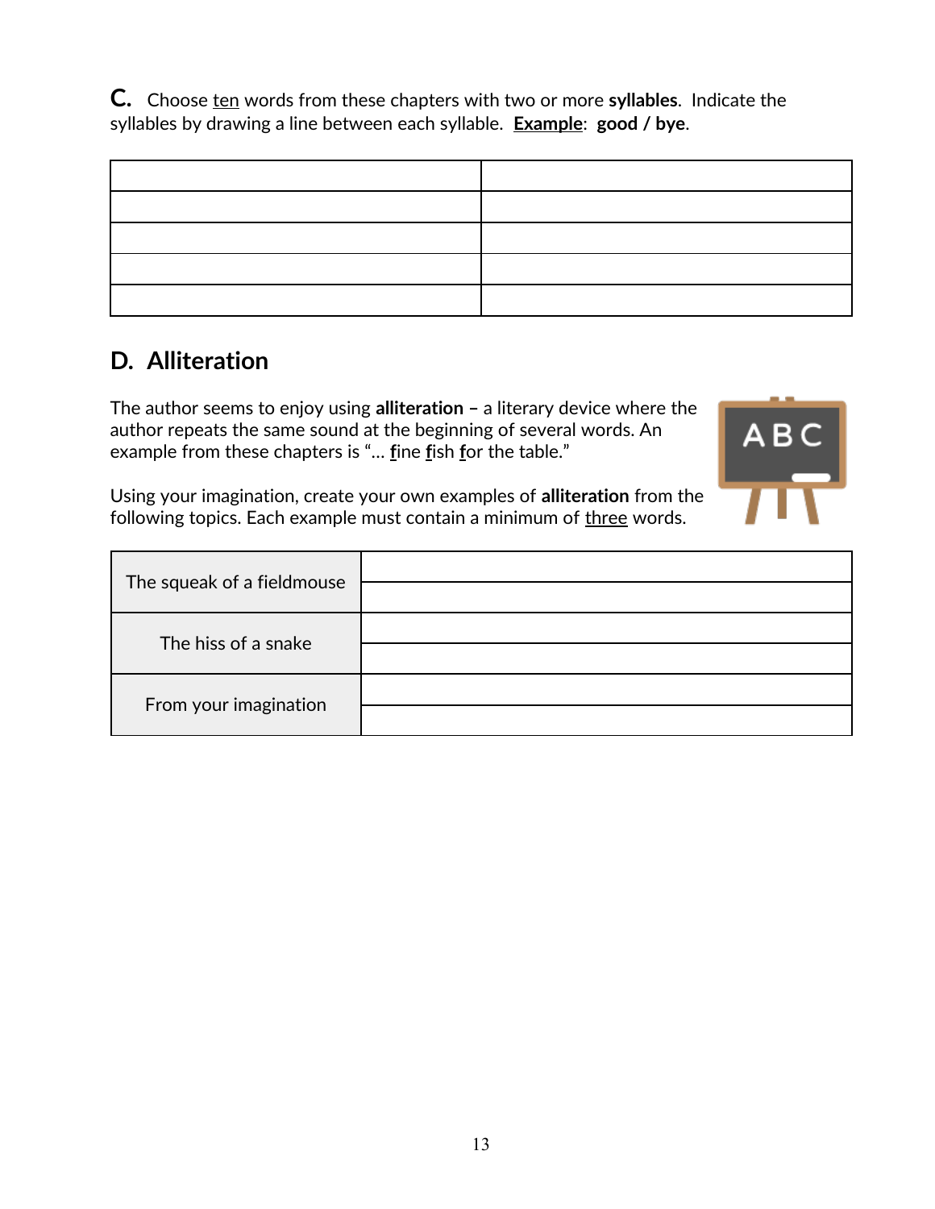**C.** Choose <u>ten</u> words from these chapters with two or more **syllables**. Indicate the syllables by drawing a line between each syllable. <u>**Example**</u>: **good / bye**.

| | |
|---|---|
| | |
| | |
| | |
| | |
| | |

## D. Alliteration

The author seems to enjoy using **alliteration –** a literary device where the author repeats the same sound at the beginning of several words. An example from these chapters is "… **f**ine **f**ish **f**or the table."

Using your imagination, create your own examples of **alliteration** from the following topics. Each example must contain a minimum of <u>three</u> words.

| | |
|---|---|
| The squeak of a fieldmouse | |
| | |
| The hiss of a snake | |
| | |
| From your imagination | |
| | |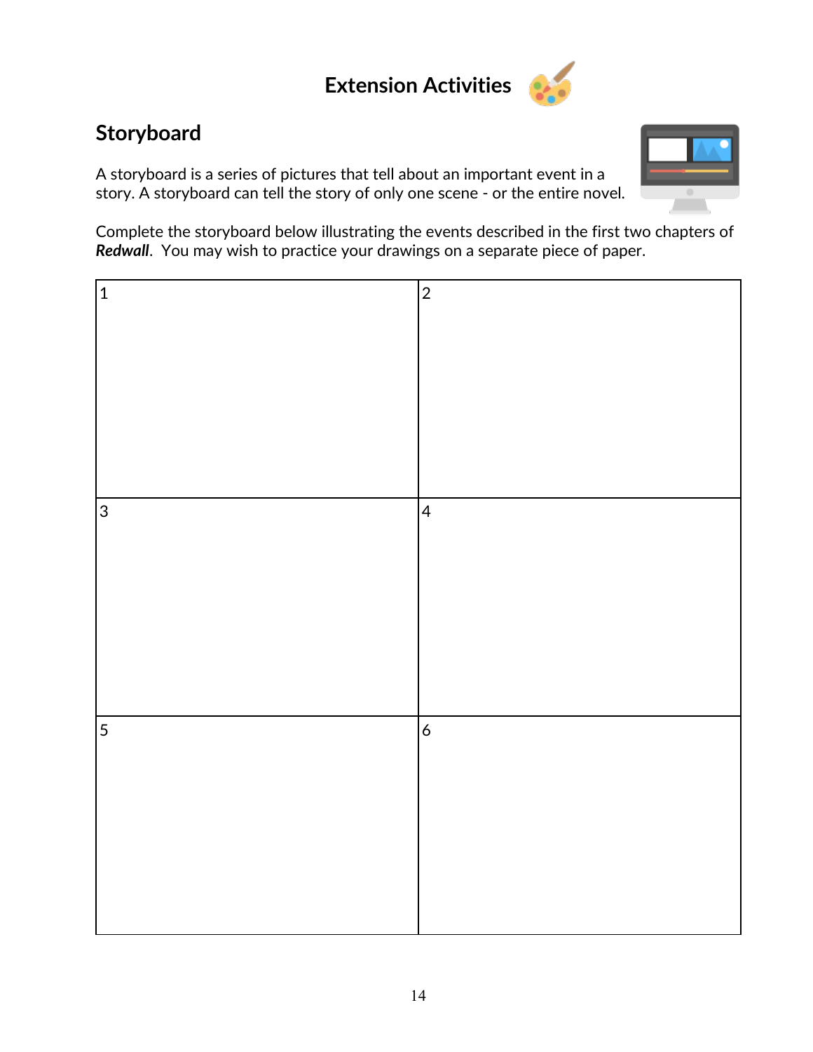# Extension Activities

## Storyboard

A storyboard is a series of pictures that tell about an important event in a story. A storyboard can tell the story of only one scene - or the entire novel.

Complete the storyboard below illustrating the events described in the first two chapters of ***Redwall***. You may wish to practice your drawings on a separate piece of paper.

| | |
|---|---|
| 1 | 2 |
| 3 | 4 |
| 5 | 6 |